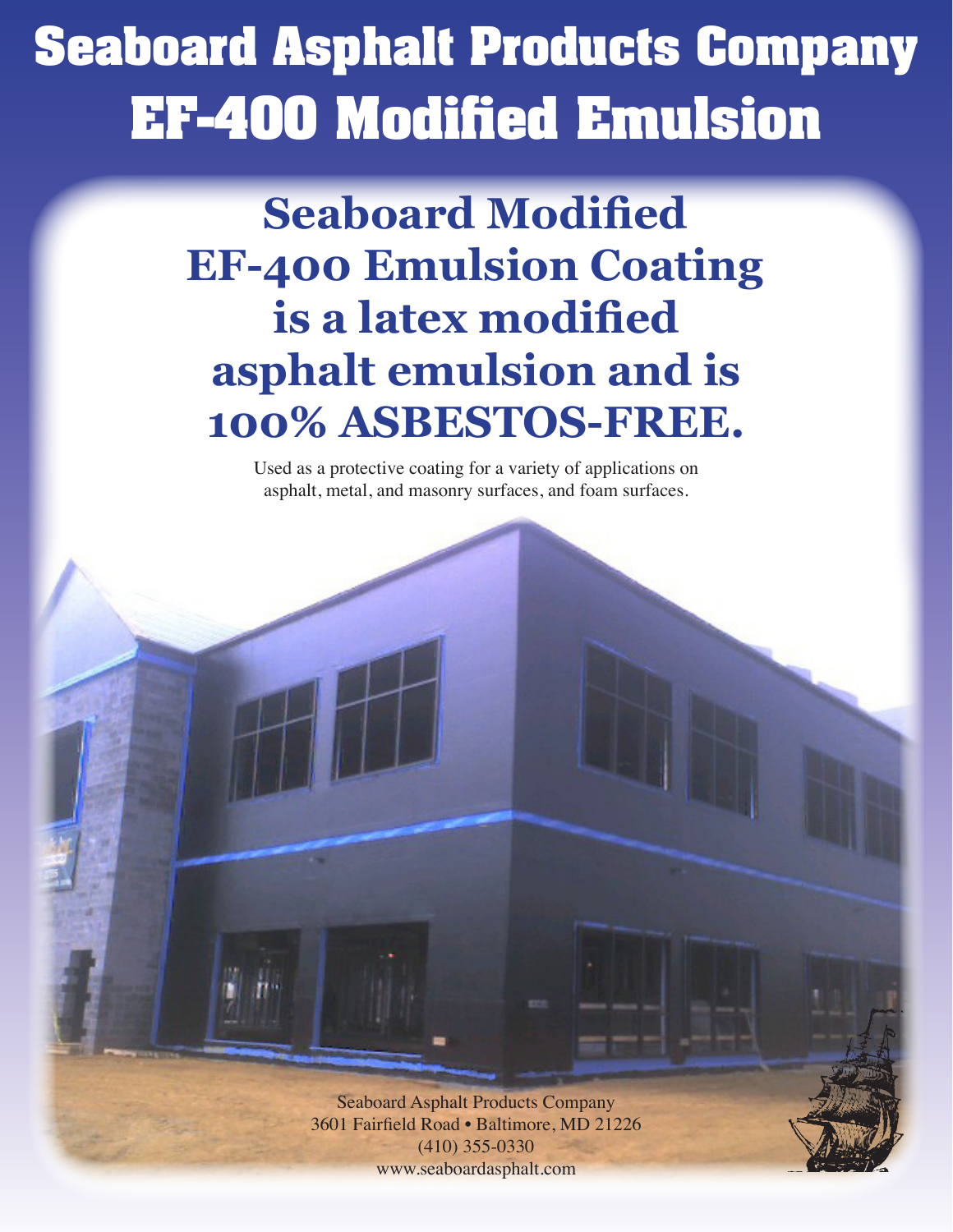# Seaboard Asphalt Products Company
# EF-400 Modified Emulsion

## Seaboard Modified EF-400 Emulsion Coating is a latex modified asphalt emulsion and is 100% ASBESTOS-FREE.

Used as a protective coating for a variety of applications on asphalt, metal, and masonry surfaces, and foam surfaces.

Seaboard Asphalt Products Company
3601 Fairfield Road • Baltimore, MD 21226
(410) 355-0330
www.seaboardasphalt.com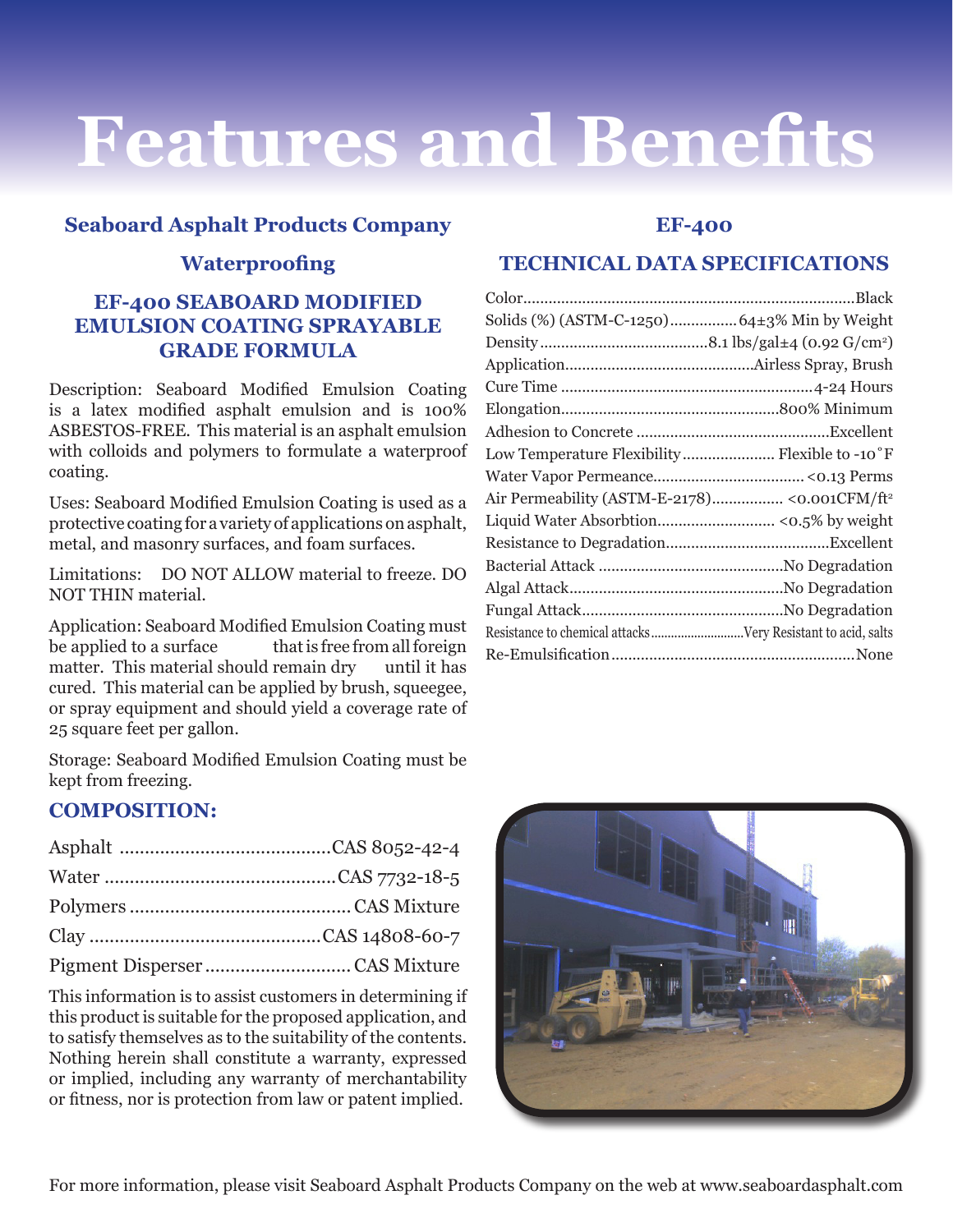# Features and Benefits

## Seaboard Asphalt Products Company

### Waterproofing

### EF-400 SEABOARD MODIFIED EMULSION COATING SPRAYABLE GRADE FORMULA

Description: Seaboard Modified Emulsion Coating is a latex modified asphalt emulsion and is 100% ASBESTOS-FREE. This material is an asphalt emulsion with colloids and polymers to formulate a waterproof coating.

Uses: Seaboard Modified Emulsion Coating is used as a protective coating for a variety of applications on asphalt, metal, and masonry surfaces, and foam surfaces.

Limitations: DO NOT ALLOW material to freeze. DO NOT THIN material.

Application: Seaboard Modified Emulsion Coating must be applied to a surface that is free from all foreign matter. This material should remain dry until it has cured. This material can be applied by brush, squeegee, or spray equipment and should yield a coverage rate of 25 square feet per gallon.

Storage: Seaboard Modified Emulsion Coating must be kept from freezing.

### COMPOSITION:

| Component | CAS |
|---|---|
| Asphalt | CAS 8052-42-4 |
| Water | CAS 7732-18-5 |
| Polymers | CAS Mixture |
| Clay | CAS 14808-60-7 |
| Pigment Disperser | CAS Mixture |

This information is to assist customers in determining if this product is suitable for the proposed application, and to satisfy themselves as to the suitability of the contents. Nothing herein shall constitute a warranty, expressed or implied, including any warranty of merchantability or fitness, nor is protection from law or patent implied.

## EF-400

### TECHNICAL DATA SPECIFICATIONS

| Property | Value |
|---|---|
| Color | Black |
| Solids (%) (ASTM-C-1250) | 64±3% Min by Weight |
| Density | 8.1 lbs/gal±4 (0.92 G/cm$^2$) |
| Application | Airless Spray, Brush |
| Cure Time | 4-24 Hours |
| Elongation | 800% Minimum |
| Adhesion to Concrete | Excellent |
| Low Temperature Flexibility | Flexible to -10˚F |
| Water Vapor Permeance | <0.13 Perms |
| Air Permeability (ASTM-E-2178) | <0.001CFM/ft$^2$ |
| Liquid Water Absorbtion | <0.5% by weight |
| Resistance to Degradation | Excellent |
| Bacterial Attack | No Degradation |
| Algal Attack | No Degradation |
| Fungal Attack | No Degradation |
| Resistance to chemical attacks | Very Resistant to acid, salts |
| Re-Emulsification | None |

For more information, please visit Seaboard Asphalt Products Company on the web at www.seaboardasphalt.com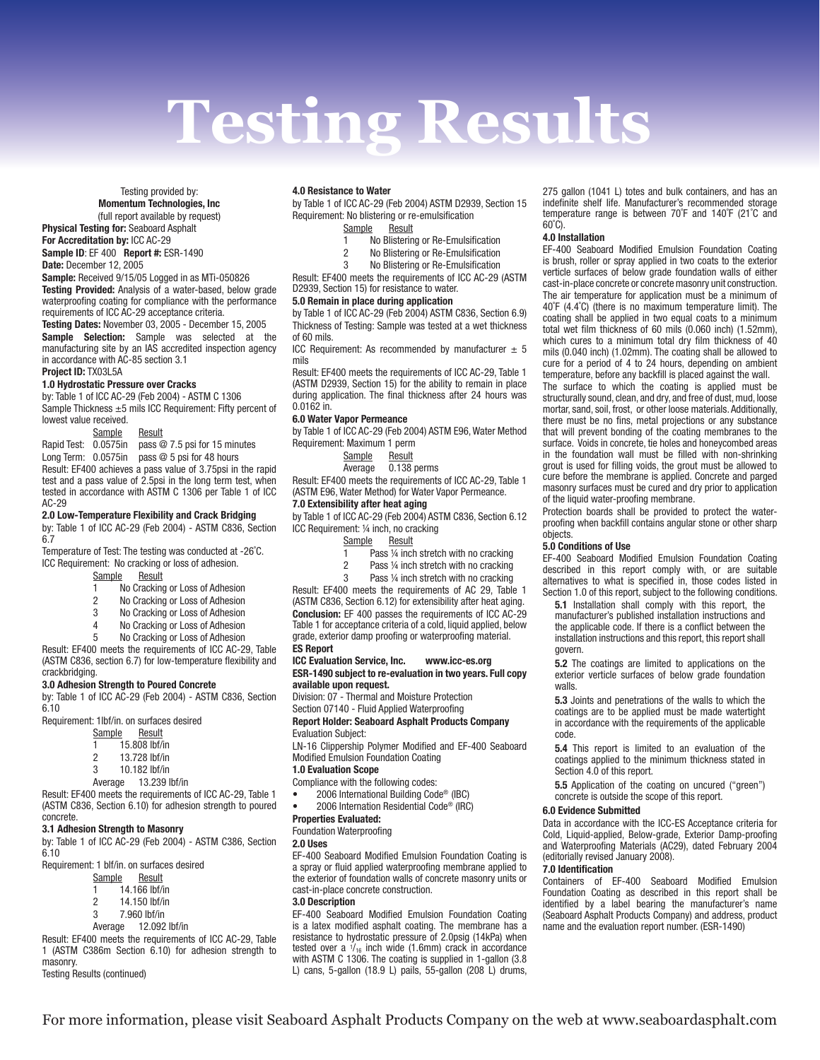# Testing Results

Testing provided by:
**Momentum Technologies, Inc**
(full report available by request)

**Physical Testing for:** Seaboard Asphalt
**For Accreditation by:** ICC AC-29
**Sample ID**: EF 400 **Report #:** ESR-1490
**Date:** December 12, 2005
**Sample:** Received 9/15/05 Logged in as MTi-050826
**Testing Provided:** Analysis of a water-based, below grade waterproofing coating for compliance with the performance requirements of ICC AC-29 acceptance criteria.
**Testing Dates:** November 03, 2005 - December 15, 2005
**Sample Selection:** Sample was selected at the manufacturing site by an IAS accredited inspection agency in accordance with AC-85 section 3.1
**Project ID:** TX03L5A

**1.0 Hydrostatic Pressure over Cracks**
by: Table 1 of ICC AC-29 (Feb 2004) - ASTM C 1306
Sample Thickness ±5 mils ICC Requirement: Fifty percent of lowest value received.

| Sample | | Result |
|---|---|---|
| Rapid Test: | 0.0575in | pass @ 7.5 psi for 15 minutes |
| Long Term: | 0.0575in | pass @ 5 psi for 48 hours |

Result: EF400 achieves a pass value of 3.75psi in the rapid test and a pass value of 2.5psi in the long term test, when tested in accordance with ASTM C 1306 per Table 1 of ICC AC-29

**2.0 Low-Temperature Flexibility and Crack Bridging**
by: Table 1 of ICC AC-29 (Feb 2004) - ASTM C836, Section 6.7
Temperature of Test: The testing was conducted at -26˚C.
ICC Requirement: No cracking or loss of adhesion.

| Sample | Result |
|---|---|
| 1 | No Cracking or Loss of Adhesion |
| 2 | No Cracking or Loss of Adhesion |
| 3 | No Cracking or Loss of Adhesion |
| 4 | No Cracking or Loss of Adhesion |
| 5 | No Cracking or Loss of Adhesion |

Result: EF400 meets the requirements of ICC AC-29, Table (ASTM C836, section 6.7) for low-temperature flexibility and crackbridging.

**3.0 Adhesion Strength to Poured Concrete**
by: Table 1 of ICC AC-29 (Feb 2004) - ASTM C836, Section 6.10
Requirement: 1lbf/in. on surfaces desired

| Sample | Result |
|---|---|
| 1 | 15.808 lbf/in |
| 2 | 13.728 lbf/in |
| 3 | 10.182 lbf/in |
| Average | 13.239 lbf/in |

Result: EF400 meets the requirements of ICC AC-29, Table 1 (ASTM C836, Section 6.10) for adhesion strength to poured concrete.

**3.1 Adhesion Strength to Masonry**
by: Table 1 of ICC AC-29 (Feb 2004) - ASTM C386, Section 6.10
Requirement: 1 blf/in. on surfaces desired

| Sample | Result |
|---|---|
| 1 | 14.166 lbf/in |
| 2 | 14.150 lbf/in |
| 3 | 7.960 lbf/in |
| Average | 12.092 lbf/in |

Result: EF400 meets the requirements of ICC AC-29, Table 1 (ASTM C386m Section 6.10) for adhesion strength to masonry.
Testing Results (continued)

**4.0 Resistance to Water**
by Table 1 of ICC AC-29 (Feb 2004) ASTM D2939, Section 15
Requirement: No blistering or re-emulsification

| Sample | Result |
|---|---|
| 1 | No Blistering or Re-Emulsification |
| 2 | No Blistering or Re-Emulsification |
| 3 | No Blistering or Re-Emulsification |

Result: EF400 meets the requirements of ICC AC-29 (ASTM D2939, Section 15) for resistance to water.

**5.0 Remain in place during application**
by Table 1 of ICC AC-29 (Feb 2004) ASTM C836, Section 6.9)
Thickness of Testing: Sample was tested at a wet thickness of 60 mils.
ICC Requirement: As recommended by manufacturer ± 5 mils
Result: EF400 meets the requirements of ICC AC-29, Table 1 (ASTM D2939, Section 15) for the ability to remain in place during application. The final thickness after 24 hours was 0.0162 in.

**6.0 Water Vapor Permeance**
by Table 1 of ICC AC-29 (Feb 2004) ASTM E96, Water Method
Requirement: Maximum 1 perm

| Sample | Result |
|---|---|
| Average | 0.138 perms |

Result: EF400 meets the requirements of ICC AC-29, Table 1 (ASTM E96, Water Method) for Water Vapor Permeance.

**7.0 Extensibility after heat aging**
by Table 1 of ICC AC-29 (Feb 2004) ASTM C836, Section 6.12
ICC Requirement: ¼ inch, no cracking

| Sample | Result |
|---|---|
| 1 | Pass ¼ inch stretch with no cracking |
| 2 | Pass ¼ inch stretch with no cracking |
| 3 | Pass ¼ inch stretch with no cracking |

Result: EF400 meets the requirements of AC 29, Table 1 (ASTM C836, Section 6.12) for extensibility after heat aging.
**Conclusion:** EF 400 passes the requirements of ICC AC-29 Table 1 for acceptance criteria of a cold, liquid applied, below grade, exterior damp proofing or waterproofing material.

**ES Report**
**ICC Evaluation Service, Inc. www.icc-es.org**
**ESR-1490 subject to re-evaluation in two years. Full copy available upon request.**
Division: 07 - Thermal and Moisture Protection
Section 07140 - Fluid Applied Waterproofing
**Report Holder: Seaboard Asphalt Products Company**
Evaluation Subject:
LN-16 Clippership Polymer Modified and EF-400 Seaboard Modified Emulsion Foundation Coating

**1.0 Evaluation Scope**
Compliance with the following codes:

- 2006 International Building Code® (IBC)
- 2006 Internation Residential Code® (IRC)

**Properties Evaluated:**
Foundation Waterproofing

**2.0 Uses**
EF-400 Seaboard Modified Emulsion Foundation Coating is a spray or fluid applied waterproofing membrane applied to the exterior of foundation walls of concrete masonry units or cast-in-place concrete construction.

**3.0 Description**
EF-400 Seaboard Modified Emulsion Foundation Coating is a latex modified asphalt coating. The membrane has a resistance to hydrostatic pressure of 2.0psig (14kPa) when tested over a $^{1}/_{16}$ inch wide (1.6mm) crack in accordance with ASTM C 1306. The coating is supplied in 1-gallon (3.8 L) cans, 5-gallon (18.9 L) pails, 55-gallon (208 L) drums, 275 gallon (1041 L) totes and bulk containers, and has an indefinite shelf life. Manufacturer's recommended storage temperature range is between 70˚F and 140˚F (21˚C and 60˚C).

**4.0 Installation**
EF-400 Seaboard Modified Emulsion Foundation Coating is brush, roller or spray applied in two coats to the exterior verticle surfaces of below grade foundation walls of either cast-in-place concrete or concrete masonry unit construction. The air temperature for application must be a minimum of 40˚F (4.4˚C) (there is no maximum temperature limit). The coating shall be applied in two equal coats to a minimum total wet film thickness of 60 mils (0.060 inch) (1.52mm), which cures to a minimum total dry film thickness of 40 mils (0.040 inch) (1.02mm). The coating shall be allowed to cure for a period of 4 to 24 hours, depending on ambient temperature, before any backfill is placed against the wall.

The surface to which the coating is applied must be structurally sound, clean, and dry, and free of dust, mud, loose mortar, sand, soil, frost, or other loose materials. Additionally, there must be no fins, metal projections or any substance that will prevent bonding of the coating membranes to the surface. Voids in concrete, tie holes and honeycombed areas in the foundation wall must be filled with non-shrinking grout is used for filling voids, the grout must be allowed to cure before the membrane is applied. Concrete and parged masonry surfaces must be cured and dry prior to application of the liquid water-proofing membrane.

Protection boards shall be provided to protect the waterproofing when backfill contains angular stone or other sharp objects.

**5.0 Conditions of Use**
EF-400 Seaboard Modified Emulsion Foundation Coating described in this report comply with, or are suitable alternatives to what is specified in, those codes listed in Section 1.0 of this report, subject to the following conditions.

**5.1** Installation shall comply with this report, the manufacturer's published installation instructions and the applicable code. If there is a conflict between the installation instructions and this report, this report shall govern.

**5.2** The coatings are limited to applications on the exterior verticle surfaces of below grade foundation walls.

**5.3** Joints and penetrations of the walls to which the coatings are to be applied must be made watertight in accordance with the requirements of the applicable code.

**5.4** This report is limited to an evaluation of the coatings applied to the minimum thickness stated in Section 4.0 of this report.

**5.5** Application of the coating on uncured ("green") concrete is outside the scope of this report.

**6.0 Evidence Submitted**
Data in accordance with the ICC-ES Acceptance criteria for Cold, Liquid-applied, Below-grade, Exterior Damp-proofing and Waterproofing Materials (AC29), dated February 2004 (editorially revised January 2008).

**7.0 Identification**
Containers of EF-400 Seaboard Modified Emulsion Foundation Coating as described in this report shall be identified by a label bearing the manufacturer's name (Seaboard Asphalt Products Company) and address, product name and the evaluation report number. (ESR-1490)

For more information, please visit Seaboard Asphalt Products Company on the web at www.seaboardasphalt.com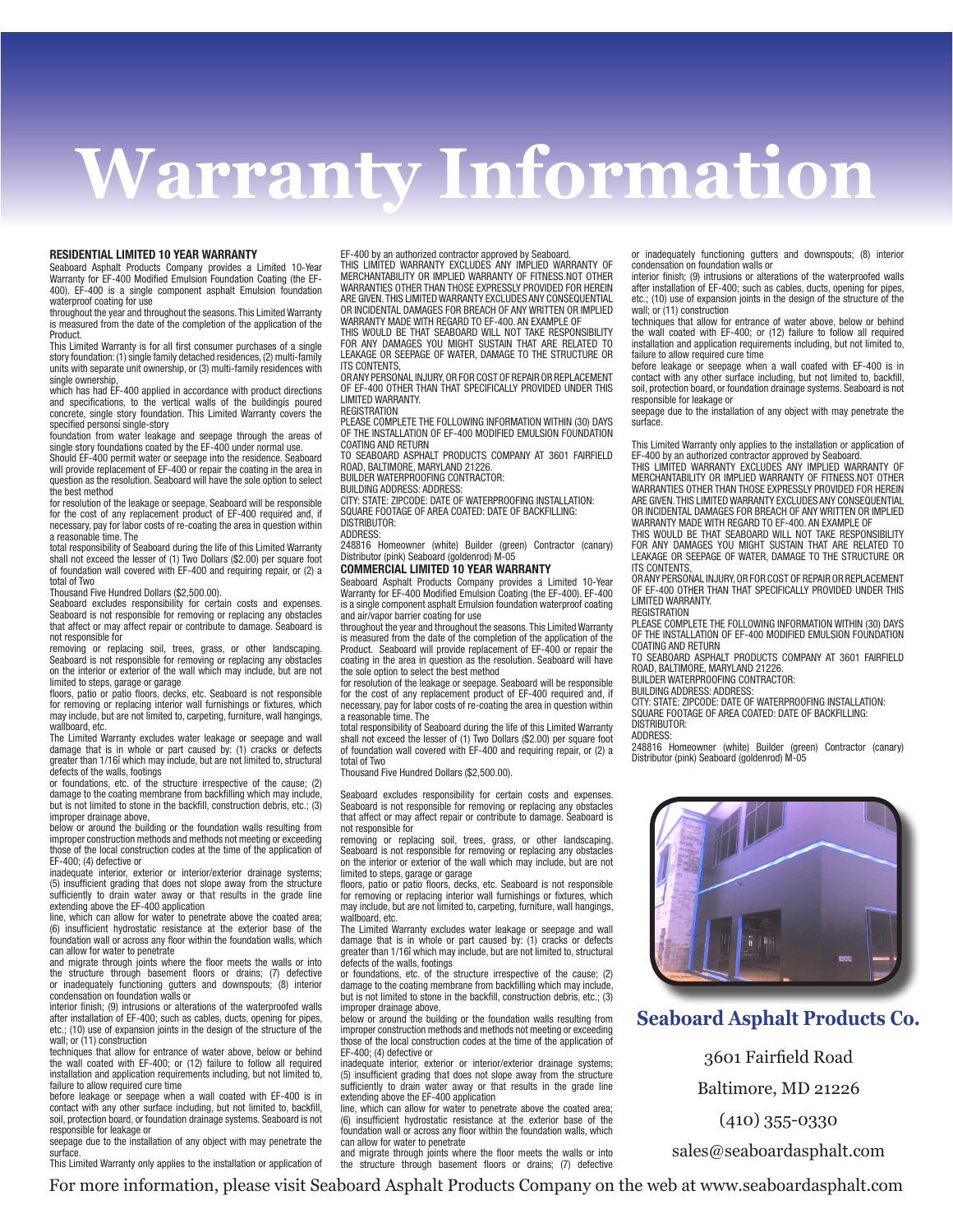# Warranty Information

**RESIDENTIAL LIMITED 10 YEAR WARRANTY**

Seaboard Asphalt Products Company provides a Limited 10-Year Warranty for EF-400 Modified Emulsion Foundation Coating (the EF-400). EF-400 is a single component asphalt Emulsion foundation waterproof coating for use

throughout the year and throughout the seasons. This Limited Warranty is measured from the date of the completion of the application of the Product.

This Limited Warranty is for all first consumer purchases of a single story foundation: (1) single family detached residences, (2) multi-family units with separate unit ownership, or (3) multi-family residences with single ownership,

which has had EF-400 applied in accordance with product directions and specifications, to the vertical walls of the buildingís poured concrete, single story foundation. This Limited Warranty covers the specified personsí single-story

foundation from water leakage and seepage through the areas of single story foundations coated by the EF-400 under normal use.

Should EF-400 permit water or seepage into the residence. Seaboard will provide replacement of EF-400 or repair the coating in the area in question as the resolution. Seaboard will have the sole option to select the best method

for resolution of the leakage or seepage. Seaboard will be responsible for the cost of any replacement product of EF-400 required and, if necessary, pay for labor costs of re-coating the area in question within a reasonable time. The

total responsibility of Seaboard during the life of this Limited Warranty shall not exceed the lesser of (1) Two Dollars ($2.00) per square foot of foundation wall covered with EF-400 and requiring repair, or (2) a total of Two

Thousand Five Hundred Dollars ($2,500.00).

Seaboard excludes responsibility for certain costs and expenses. Seaboard is not responsible for removing or replacing any obstacles that affect or may affect repair or contribute to damage. Seaboard is not responsible for

removing or replacing soil, trees, grass, or other landscaping. Seaboard is not responsible for removing or replacing any obstacles on the interior or exterior of the wall which may include, but are not limited to, steps, garage or garage

floors, patio or patio floors, decks, etc. Seaboard is not responsible for removing or replacing interior wall furnishings or fixtures, which may include, but are not limited to, carpeting, furniture, wall hangings, wallboard, etc.

The Limited Warranty excludes water leakage or seepage and wall damage that is in whole or part caused by: (1) cracks or defects greater than 1/16î which may include, but are not limited to, structural defects of the walls, footings

or foundations, etc. of the structure irrespective of the cause; (2) damage to the coating membrane from backfilling which may include, but is not limited to stone in the backfill, construction debris, etc.; (3) improper drainage above,

below or around the building or the foundation walls resulting from improper construction methods and methods not meeting or exceeding those of the local construction codes at the time of the application of EF-400; (4) defective or

inadequate interior, exterior or interior/exterior drainage systems; (5) insufficient grading that does not slope away from the structure sufficiently to drain water away or that results in the grade line extending above the EF-400 application

line, which can allow for water to penetrate above the coated area; (6) insufficient hydrostatic resistance at the exterior base of the foundation wall or across any floor within the foundation walls, which can allow for water to penetrate

and migrate through joints where the floor meets the walls or into the structure through basement floors or drains; (7) defective or inadequately functioning gutters and downspouts; (8) interior condensation on foundation walls or

interior finish; (9) intrusions or alterations of the waterproofed walls after installation of EF-400; such as cables, ducts, opening for pipes, etc.; (10) use of expansion joints in the design of the structure of the wall; or (11) construction

techniques that allow for entrance of water above, below or behind the wall coated with EF-400; or (12) failure to follow all required installation and application requirements including, but not limited to, failure to allow required cure time

before leakage or seepage when a wall coated with EF-400 is in contact with any other surface including, but not limited to, backfill, soil, protection board, or foundation drainage systems. Seaboard is not responsible for leakage or

seepage due to the installation of any object with may penetrate the surface.

This Limited Warranty only applies to the installation or application of EF-400 by an authorized contractor approved by Seaboard.

THIS LIMITED WARRANTY EXCLUDES ANY IMPLIED WARRANTY OF MERCHANTABILITY OR IMPLIED WARRANTY OF FITNESS.NOT OTHER WARRANTIES OTHER THAN THOSE EXPRESSLY PROVIDED FOR HEREIN ARE GIVEN. THIS LIMITED WARRANTY EXCLUDES ANY CONSEQUENTIAL OR INCIDENTAL DAMAGES FOR BREACH OF ANY WRITTEN OR IMPLIED WARRANTY MADE WITH REGARD TO EF-400. AN EXAMPLE OF

THIS WOULD BE THAT SEABOARD WILL NOT TAKE RESPONSIBILITY FOR ANY DAMAGES YOU MIGHT SUSTAIN THAT ARE RELATED TO LEAKAGE OR SEEPAGE OF WATER, DAMAGE TO THE STRUCTURE OR ITS CONTENTS,

OR ANY PERSONAL INJURY, OR FOR COST OF REPAIR OR REPLACEMENT OF EF-400 OTHER THAN THAT SPECIFICALLY PROVIDED UNDER THIS LIMITED WARRANTY.

REGISTRATION

PLEASE COMPLETE THE FOLLOWING INFORMATION WITHIN (30) DAYS OF THE INSTALLATION OF EF-400 MODIFIED EMULSION FOUNDATION COATING AND RETURN

TO SEABOARD ASPHALT PRODUCTS COMPANY AT 3601 FAIRFIELD ROAD, BALTIMORE, MARYLAND 21226.

BUILDER WATERPROOFING CONTRACTOR:

BUILDING ADDRESS: ADDRESS:

CITY: STATE: ZIPCODE: DATE OF WATERPROOFING INSTALLATION:

SQUARE FOOTAGE OF AREA COATED: DATE OF BACKFILLING:

DISTRIBUTOR:

ADDRESS:

248816 Homeowner (white) Builder (green) Contractor (canary) Distributor (pink) Seaboard (goldenrod) M-05

**COMMERCIAL LIMITED 10 YEAR WARRANTY**

Seaboard Asphalt Products Company provides a Limited 10-Year Warranty for EF-400 Modified Emulsion Coating (the EF-400). EF-400 is a single component asphalt Emulsion foundation waterproof coating and air/vapor barrier coating for use

throughout the year and throughout the seasons. This Limited Warranty is measured from the date of the completion of the application of the Product. Seaboard will provide replacement of EF-400 or repair the coating in the area in question as the resolution. Seaboard will have the sole option to select the best method

for resolution of the leakage or seepage. Seaboard will be responsible for the cost of any replacement product of EF-400 required and, if necessary, pay for labor costs of re-coating the area in question within a reasonable time. The

total responsibility of Seaboard during the life of this Limited Warranty shall not exceed the lesser of (1) Two Dollars ($2.00) per square foot of foundation wall covered with EF-400 and requiring repair, or (2) a total of Two

Thousand Five Hundred Dollars ($2,500.00).

Seaboard excludes responsibility for certain costs and expenses. Seaboard is not responsible for removing or replacing any obstacles that affect or may affect repair or contribute to damage. Seaboard is not responsible for

removing or replacing soil, trees, grass, or other landscaping. Seaboard is not responsible for removing or replacing any obstacles on the interior or exterior of the wall which may include, but are not limited to steps, garage or garage

floors, patio or patio floors, decks, etc. Seaboard is not responsible for removing or replacing interior wall furnishings or fixtures, which may include, but are not limited to, carpeting, furniture, wall hangings, wallboard, etc.

The Limited Warranty excludes water leakage or seepage and wall damage that is in whole or part caused by: (1) cracks or defects greater than 1/16î which may include, but are not limited to, structural defects of the walls, footings

or foundations, etc. of the structure irrespective of the cause; (2) damage to the coating membrane from backfilling which may include, but is not limited to stone in the backfill, construction debris, etc.; (3) improper drainage above,

below or around the building or the foundation walls resulting from improper construction methods and methods not meeting or exceeding those of the local construction codes at the time of the application of EF-400; (4) defective or

inadequate interior, exterior or interior/exterior drainage systems; (5) insufficient grading that does not slope away from the structure sufficiently to drain water away or that results in the grade line extending above the EF-400 application

line, which can allow for water to penetrate above the coated area; (6) insufficient hydrostatic resistance at the exterior base of the foundation wall or across any floor within the foundation walls, which can allow for water to penetrate

and migrate through joints where the floor meets the walls or into the structure through basement floors or drains; (7) defective or inadequately functioning gutters and downspouts; (8) interior condensation on foundation walls or

interior finish; (9) intrusions or alterations of the waterproofed walls after installation of EF-400; such as cables, ducts, opening for pipes, etc.; (10) use of expansion joints in the design of the structure of the wall; or (11) construction

techniques that allow for entrance of water above, below or behind the wall coated with EF-400; or (12) failure to follow all required installation and application requirements including, but not limited to, failure to allow required cure time

before leakage or seepage when a wall coated with EF-400 is in contact with any other surface including, but not limited to, backfill, soil, protection board, or foundation drainage systems. Seaboard is not responsible for leakage or

seepage due to the installation of any object with may penetrate the surface.

This Limited Warranty only applies to the installation or application of EF-400 by an authorized contractor approved by Seaboard.

THIS LIMITED WARRANTY EXCLUDES ANY IMPLIED WARRANTY OF MERCHANTABILITY OR IMPLIED WARRANTY OF FITNESS.NOT OTHER WARRANTIES OTHER THAN THOSE EXPRESSLY PROVIDED FOR HEREIN ARE GIVEN. THIS LIMITED WARRANTY EXCLUDES ANY CONSEQUENTIAL OR INCIDENTAL DAMAGES FOR BREACH OF ANY WRITTEN OR IMPLIED WARRANTY MADE WITH REGARD TO EF-400. AN EXAMPLE OF

THIS WOULD BE THAT SEABOARD WILL NOT TAKE RESPONSIBILITY FOR ANY DAMAGES YOU MIGHT SUSTAIN THAT ARE RELATED TO LEAKAGE OR SEEPAGE OF WATER, DAMAGE TO THE STRUCTURE OR ITS CONTENTS,

OR ANY PERSONAL INJURY, OR FOR COST OF REPAIR OR REPLACEMENT OF EF-400 OTHER THAN THAT SPECIFICALLY PROVIDED UNDER THIS LIMITED WARRANTY.

REGISTRATION

PLEASE COMPLETE THE FOLLOWING INFORMATION WITHIN (30) DAYS OF THE INSTALLATION OF EF-400 MODIFIED EMULSION FOUNDATION COATING AND RETURN

TO SEABOARD ASPHALT PRODUCTS COMPANY AT 3601 FAIRFIELD ROAD, BALTIMORE, MARYLAND 21226.

BUILDER WATERPROOFING CONTRACTOR:

BUILDING ADDRESS: ADDRESS:

CITY: STATE: ZIPCODE: DATE OF WATERPROOFING INSTALLATION:

SQUARE FOOTAGE OF AREA COATED: DATE OF BACKFILLING:

DISTRIBUTOR:

ADDRESS:

248816 Homeowner (white) Builder (green) Contractor (canary) Distributor (pink) Seaboard (goldenrod) M-05

## Seaboard Asphalt Products Co.

3601 Fairfield Road

Baltimore, MD 21226

(410) 355-0330

sales@seaboardasphalt.com

For more information, please visit Seaboard Asphalt Products Company on the web at www.seaboardasphalt.com